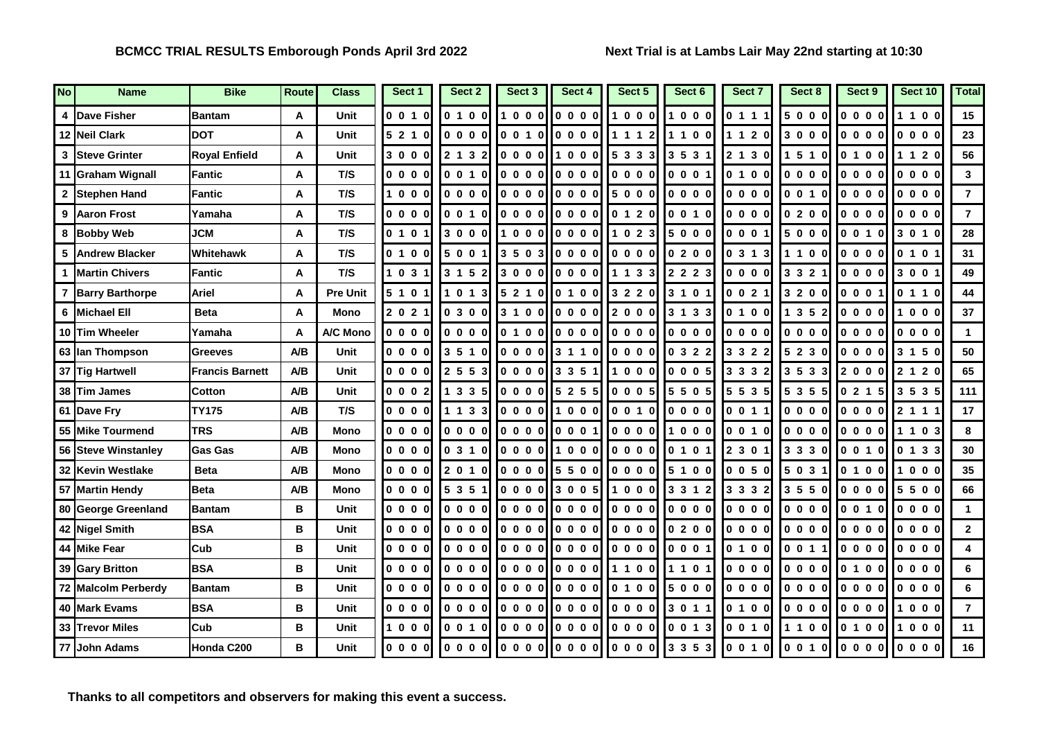**BCMCC TRIAL RESULTS Emborough Ponds April 3rd 2022**

**Next Trial is at Lambs Lair May 22nd starting at 10:30**

| No | Name | Bike | Route | Class | Sect 1 | Sect 2 | Sect 3 | Sect 4 | Sect 5 | Sect 6 | Sect 7 | Sect 8 | Sect 9 | Sect 10 | Total |
|---|---|---|---|---|---|---|---|---|---|---|---|---|---|---|---|
| 4 | Dave Fisher | Bantam | A | Unit | 0 0 1 0 | 0 1 0 0 | 1 0 0 0 | 0 0 0 0 | 1 0 0 0 | 1 0 0 0 | 0 1 1 1 | 5 0 0 0 | 0 0 0 0 | 1 1 0 0 | 15 |
| 12 | Neil Clark | DOT | A | Unit | 5 2 1 0 | 0 0 0 0 | 0 0 1 0 | 0 0 0 0 | 1 1 1 2 | 1 1 0 0 | 1 1 2 0 | 3 0 0 0 | 0 0 0 0 | 0 0 0 0 | 23 |
| 3 | Steve Grinter | Royal Enfield | A | Unit | 3 0 0 0 | 2 1 3 2 | 0 0 0 0 | 1 0 0 0 | 5 3 3 3 | 3 5 3 1 | 2 1 3 0 | 1 5 1 0 | 0 1 0 0 | 1 1 2 0 | 56 |
| 11 | Graham Wignall | Fantic | A | T/S | 0 0 0 0 | 0 0 1 0 | 0 0 0 0 | 0 0 0 0 | 0 0 0 0 | 0 0 0 1 | 0 1 0 0 | 0 0 0 0 | 0 0 0 0 | 0 0 0 0 | 3 |
| 2 | Stephen Hand | Fantic | A | T/S | 1 0 0 0 | 0 0 0 0 | 0 0 0 0 | 0 0 0 0 | 5 0 0 0 | 0 0 0 0 | 0 0 0 0 | 0 0 1 0 | 0 0 0 0 | 0 0 0 0 | 7 |
| 9 | Aaron Frost | Yamaha | A | T/S | 0 0 0 0 | 0 0 1 0 | 0 0 0 0 | 0 0 0 0 | 0 1 2 0 | 0 0 1 0 | 0 0 0 0 | 0 2 0 0 | 0 0 0 0 | 0 0 0 0 | 7 |
| 8 | Bobby Web | JCM | A | T/S | 0 1 0 1 | 3 0 0 0 | 1 0 0 0 | 0 0 0 0 | 1 0 2 3 | 5 0 0 0 | 0 0 0 1 | 5 0 0 0 | 0 0 1 0 | 3 0 1 0 | 28 |
| 5 | Andrew Blacker | Whitehawk | A | T/S | 0 1 0 0 | 5 0 0 1 | 3 5 0 3 | 0 0 0 0 | 0 0 0 0 | 0 2 0 0 | 0 3 1 3 | 1 1 0 0 | 0 0 0 0 | 0 1 0 1 | 31 |
| 1 | Martin Chivers | Fantic | A | T/S | 1 0 3 1 | 3 1 5 2 | 3 0 0 0 | 0 0 0 0 | 1 1 3 3 | 2 2 2 3 | 0 0 0 0 | 3 3 2 1 | 0 0 0 0 | 3 0 0 1 | 49 |
| 7 | Barry Barthorpe | Ariel | A | Pre Unit | 5 1 0 1 | 1 0 1 3 | 5 2 1 0 | 0 1 0 0 | 3 2 2 0 | 3 1 0 1 | 0 0 2 1 | 3 2 0 0 | 0 0 0 1 | 0 1 1 0 | 44 |
| 6 | Michael Ell | Beta | A | Mono | 2 0 2 1 | 0 3 0 0 | 3 1 0 0 | 0 0 0 0 | 2 0 0 0 | 3 1 3 3 | 0 1 0 0 | 1 3 5 2 | 0 0 0 0 | 1 0 0 0 | 37 |
| 10 | Tim Wheeler | Yamaha | A | A/C Mono | 0 0 0 0 | 0 0 0 0 | 0 1 0 0 | 0 0 0 0 | 0 0 0 0 | 0 0 0 0 | 0 0 0 0 | 0 0 0 0 | 0 0 0 0 | 0 0 0 0 | 1 |
| 63 | Ian Thompson | Greeves | A/B | Unit | 0 0 0 0 | 3 5 1 0 | 0 0 0 0 | 3 1 1 0 | 0 0 0 0 | 0 3 2 2 | 3 3 2 2 | 5 2 3 0 | 0 0 0 0 | 3 1 5 0 | 50 |
| 37 | Tig Hartwell | Francis Barnett | A/B | Unit | 0 0 0 0 | 2 5 5 3 | 0 0 0 0 | 3 3 5 1 | 1 0 0 0 | 0 0 0 5 | 3 3 3 2 | 3 5 3 3 | 2 0 0 0 | 2 1 2 0 | 65 |
| 38 | Tim James | Cotton | A/B | Unit | 0 0 0 2 | 1 3 3 5 | 0 0 0 0 | 5 2 5 5 | 0 0 0 5 | 5 5 0 5 | 5 5 3 5 | 5 3 5 5 | 0 2 1 5 | 3 5 3 5 | 111 |
| 61 | Dave Fry | TY175 | A/B | T/S | 0 0 0 0 | 1 1 3 3 | 0 0 0 0 | 1 0 0 0 | 0 0 1 0 | 0 0 0 0 | 0 0 1 1 | 0 0 0 0 | 0 0 0 0 | 2 1 1 1 | 17 |
| 55 | Mike Tourmend | TRS | A/B | Mono | 0 0 0 0 | 0 0 0 0 | 0 0 0 0 | 0 0 0 1 | 0 0 0 0 | 1 0 0 0 | 0 0 1 0 | 0 0 0 0 | 0 0 0 0 | 1 1 0 3 | 8 |
| 56 | Steve Winstanley | Gas Gas | A/B | Mono | 0 0 0 0 | 0 3 1 0 | 0 0 0 0 | 1 0 0 0 | 0 0 0 0 | 0 1 0 1 | 2 3 0 1 | 3 3 3 0 | 0 0 1 0 | 0 1 3 3 | 30 |
| 32 | Kevin Westlake | Beta | A/B | Mono | 0 0 0 0 | 2 0 1 0 | 0 0 0 0 | 5 5 0 0 | 0 0 0 0 | 5 1 0 0 | 0 0 5 0 | 5 0 3 1 | 0 1 0 0 | 1 0 0 0 | 35 |
| 57 | Martin Hendy | Beta | A/B | Mono | 0 0 0 0 | 5 3 5 1 | 0 0 0 0 | 3 0 0 5 | 1 0 0 0 | 3 3 1 2 | 3 3 3 2 | 3 5 5 0 | 0 0 0 0 | 5 5 0 0 | 66 |
| 80 | George Greenland | Bantam | B | Unit | 0 0 0 0 | 0 0 0 0 | 0 0 0 0 | 0 0 0 0 | 0 0 0 0 | 0 0 0 0 | 0 0 0 0 | 0 0 0 0 | 0 0 1 0 | 0 0 0 0 | 1 |
| 42 | Nigel Smith | BSA | B | Unit | 0 0 0 0 | 0 0 0 0 | 0 0 0 0 | 0 0 0 0 | 0 0 0 0 | 0 2 0 0 | 0 0 0 0 | 0 0 0 0 | 0 0 0 0 | 0 0 0 0 | 2 |
| 44 | Mike Fear | Cub | B | Unit | 0 0 0 0 | 0 0 0 0 | 0 0 0 0 | 0 0 0 0 | 0 0 0 0 | 0 0 0 1 | 0 1 0 0 | 0 0 1 1 | 0 0 0 0 | 0 0 0 0 | 4 |
| 39 | Gary Britton | BSA | B | Unit | 0 0 0 0 | 0 0 0 0 | 0 0 0 0 | 0 0 0 0 | 1 1 0 0 | 1 1 0 1 | 0 0 0 0 | 0 0 0 0 | 0 1 0 0 | 0 0 0 0 | 6 |
| 72 | Malcolm Perberdy | Bantam | B | Unit | 0 0 0 0 | 0 0 0 0 | 0 0 0 0 | 0 0 0 0 | 0 1 0 0 | 5 0 0 0 | 0 0 0 0 | 0 0 0 0 | 0 0 0 0 | 0 0 0 0 | 6 |
| 40 | Mark Evams | BSA | B | Unit | 0 0 0 0 | 0 0 0 0 | 0 0 0 0 | 0 0 0 0 | 0 0 0 0 | 3 0 1 1 | 0 1 0 0 | 0 0 0 0 | 0 0 0 0 | 1 0 0 0 | 7 |
| 33 | Trevor Miles | Cub | B | Unit | 1 0 0 0 | 0 0 1 0 | 0 0 0 0 | 0 0 0 0 | 0 0 0 0 | 0 0 1 3 | 0 0 1 0 | 1 1 0 0 | 0 1 0 0 | 1 0 0 0 | 11 |
| 77 | John Adams | Honda C200 | B | Unit | 0 0 0 0 | 0 0 0 0 | 0 0 0 0 | 0 0 0 0 | 0 0 0 0 | 3 3 5 3 | 0 0 1 0 | 0 0 1 0 | 0 0 0 0 | 0 0 0 0 | 16 |

**Thanks to all competitors and observers for making this event a success.**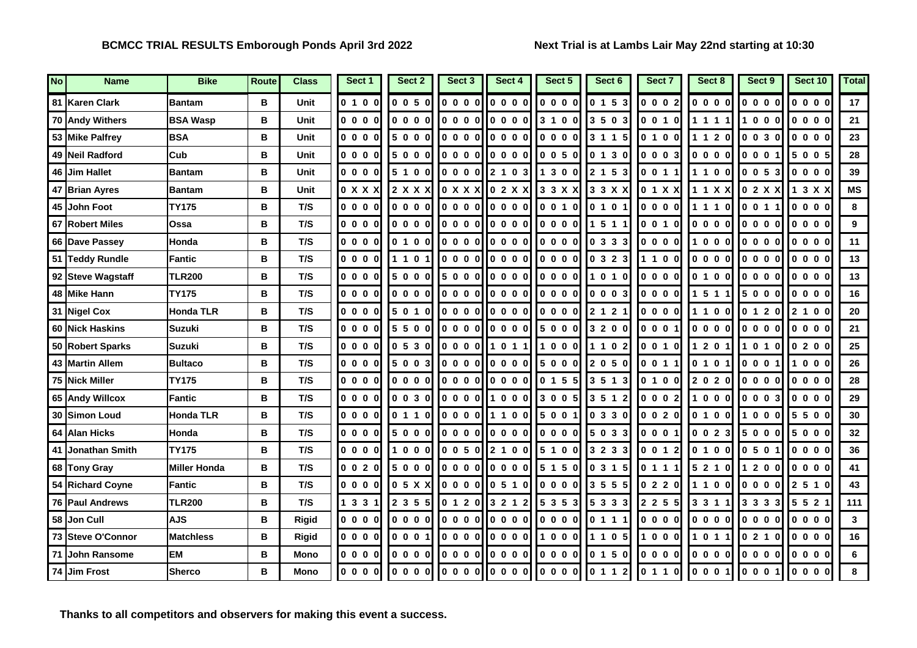**BCMCC TRIAL RESULTS Emborough Ponds April 3rd 2022**

**Next Trial is at Lambs Lair May 22nd starting at 10:30**

| No | Name | Bike | Route | Class | Sect 1 | Sect 2 | Sect 3 | Sect 4 | Sect 5 | Sect 6 | Sect 7 | Sect 8 | Sect 9 | Sect 10 | Total |
|---|---|---|---|---|---|---|---|---|---|---|---|---|---|---|---|
| 81 | Karen Clark | Bantam | B | Unit | 0 1 0 0 | 0 0 5 0 | 0 0 0 0 | 0 0 0 0 | 0 0 0 0 | 0 1 5 3 | 0 0 0 2 | 0 0 0 0 | 0 0 0 0 | 0 0 0 0 | 17 |
| 70 | Andy Withers | BSA Wasp | B | Unit | 0 0 0 0 | 0 0 0 0 | 0 0 0 0 | 0 0 0 0 | 3 1 0 0 | 3 5 0 3 | 0 0 1 0 | 1 1 1 1 | 1 0 0 0 | 0 0 0 0 | 21 |
| 53 | Mike Palfrey | BSA | B | Unit | 0 0 0 0 | 5 0 0 0 | 0 0 0 0 | 0 0 0 0 | 0 0 0 0 | 3 1 1 5 | 0 1 0 0 | 1 1 2 0 | 0 0 3 0 | 0 0 0 0 | 23 |
| 49 | Neil Radford | Cub | B | Unit | 0 0 0 0 | 5 0 0 0 | 0 0 0 0 | 0 0 0 0 | 0 0 5 0 | 0 1 3 0 | 0 0 0 3 | 0 0 0 0 | 0 0 0 1 | 5 0 0 5 | 28 |
| 46 | Jim Hallet | Bantam | B | Unit | 0 0 0 0 | 5 1 0 0 | 0 0 0 0 | 2 1 0 3 | 1 3 0 0 | 2 1 5 3 | 0 0 1 1 | 1 1 0 0 | 0 0 5 3 | 0 0 0 0 | 39 |
| 47 | Brian Ayres | Bantam | B | Unit | 0 X X X | 2 X X X | 0 X X X | 0 2 X X | 3 3 X X | 3 3 X X | 0 1 X X | 1 1 X X | 0 2 X X | 1 3 X X | MS |
| 45 | John Foot | TY175 | B | T/S | 0 0 0 0 | 0 0 0 0 | 0 0 0 0 | 0 0 0 0 | 0 0 1 0 | 0 1 0 1 | 0 0 0 0 | 1 1 1 0 | 0 0 1 1 | 0 0 0 0 | 8 |
| 67 | Robert Miles | Ossa | B | T/S | 0 0 0 0 | 0 0 0 0 | 0 0 0 0 | 0 0 0 0 | 0 0 0 0 | 1 5 1 1 | 0 0 1 0 | 0 0 0 0 | 0 0 0 0 | 0 0 0 0 | 9 |
| 66 | Dave Passey | Honda | B | T/S | 0 0 0 0 | 0 1 0 0 | 0 0 0 0 | 0 0 0 0 | 0 0 0 0 | 0 3 3 3 | 0 0 0 0 | 1 0 0 0 | 0 0 0 0 | 0 0 0 0 | 11 |
| 51 | Teddy Rundle | Fantic | B | T/S | 0 0 0 0 | 1 1 0 1 | 0 0 0 0 | 0 0 0 0 | 0 0 0 0 | 0 3 2 3 | 1 1 0 0 | 0 0 0 0 | 0 0 0 0 | 0 0 0 0 | 13 |
| 92 | Steve Wagstaff | TLR200 | B | T/S | 0 0 0 0 | 5 0 0 0 | 5 0 0 0 | 0 0 0 0 | 0 0 0 0 | 1 0 1 0 | 0 0 0 0 | 0 1 0 0 | 0 0 0 0 | 0 0 0 0 | 13 |
| 48 | Mike Hann | TY175 | B | T/S | 0 0 0 0 | 0 0 0 0 | 0 0 0 0 | 0 0 0 0 | 0 0 0 0 | 0 0 0 3 | 0 0 0 0 | 1 5 1 1 | 5 0 0 0 | 0 0 0 0 | 16 |
| 31 | Nigel Cox | Honda TLR | B | T/S | 0 0 0 0 | 5 0 1 0 | 0 0 0 0 | 0 0 0 0 | 0 0 0 0 | 2 1 2 1 | 0 0 0 0 | 1 1 0 0 | 0 1 2 0 | 2 1 0 0 | 20 |
| 60 | Nick Haskins | Suzuki | B | T/S | 0 0 0 0 | 5 5 0 0 | 0 0 0 0 | 0 0 0 0 | 5 0 0 0 | 3 2 0 0 | 0 0 0 1 | 0 0 0 0 | 0 0 0 0 | 0 0 0 0 | 21 |
| 50 | Robert Sparks | Suzuki | B | T/S | 0 0 0 0 | 0 5 3 0 | 0 0 0 0 | 1 0 1 1 | 1 0 0 0 | 1 1 0 2 | 0 0 1 0 | 1 2 0 1 | 1 0 1 0 | 0 2 0 0 | 25 |
| 43 | Martin Allem | Bultaco | B | T/S | 0 0 0 0 | 5 0 0 3 | 0 0 0 0 | 0 0 0 0 | 5 0 0 0 | 2 0 5 0 | 0 0 1 1 | 0 1 0 1 | 0 0 0 1 | 1 0 0 0 | 26 |
| 75 | Nick Miller | TY175 | B | T/S | 0 0 0 0 | 0 0 0 0 | 0 0 0 0 | 0 0 0 0 | 0 1 5 5 | 3 5 1 3 | 0 1 0 0 | 2 0 2 0 | 0 0 0 0 | 0 0 0 0 | 28 |
| 65 | Andy Willcox | Fantic | B | T/S | 0 0 0 0 | 0 0 3 0 | 0 0 0 0 | 1 0 0 0 | 3 0 0 5 | 3 5 1 2 | 0 0 0 2 | 1 0 0 0 | 0 0 0 3 | 0 0 0 0 | 29 |
| 30 | Simon Loud | Honda TLR | B | T/S | 0 0 0 0 | 0 1 1 0 | 0 0 0 0 | 1 1 0 0 | 5 0 0 1 | 0 3 3 0 | 0 0 2 0 | 0 1 0 0 | 1 0 0 0 | 5 5 0 0 | 30 |
| 64 | Alan Hicks | Honda | B | T/S | 0 0 0 0 | 5 0 0 0 | 0 0 0 0 | 0 0 0 0 | 0 0 0 0 | 5 0 3 3 | 0 0 0 1 | 0 0 2 3 | 5 0 0 0 | 5 0 0 0 | 32 |
| 41 | Jonathan Smith | TY175 | B | T/S | 0 0 0 0 | 1 0 0 0 | 0 0 5 0 | 2 1 0 0 | 5 1 0 0 | 3 2 3 3 | 0 0 1 2 | 0 1 0 0 | 0 5 0 1 | 0 0 0 0 | 36 |
| 68 | Tony Gray | Miller Honda | B | T/S | 0 0 2 0 | 5 0 0 0 | 0 0 0 0 | 0 0 0 0 | 5 1 5 0 | 0 3 1 5 | 0 1 1 1 | 5 2 1 0 | 1 2 0 0 | 0 0 0 0 | 41 |
| 54 | Richard Coyne | Fantic | B | T/S | 0 0 0 0 | 0 5 X X | 0 0 0 0 | 0 5 1 0 | 0 0 0 0 | 3 5 5 5 | 0 2 2 0 | 1 1 0 0 | 0 0 0 0 | 2 5 1 0 | 43 |
| 76 | Paul Andrews | TLR200 | B | T/S | 1 3 3 1 | 2 3 5 5 | 0 1 2 0 | 3 2 1 2 | 5 3 5 3 | 5 3 3 3 | 2 2 5 5 | 3 3 1 1 | 3 3 3 3 | 5 5 2 1 | 111 |
| 58 | Jon Cull | AJS | B | Rigid | 0 0 0 0 | 0 0 0 0 | 0 0 0 0 | 0 0 0 0 | 0 0 0 0 | 0 1 1 1 | 0 0 0 0 | 0 0 0 0 | 0 0 0 0 | 0 0 0 0 | 3 |
| 73 | Steve O'Connor | Matchless | B | Rigid | 0 0 0 0 | 0 0 0 1 | 0 0 0 0 | 0 0 0 0 | 1 0 0 0 | 1 1 0 5 | 1 0 0 0 | 1 0 1 1 | 0 2 1 0 | 0 0 0 0 | 16 |
| 71 | John Ransome | EM | B | Mono | 0 0 0 0 | 0 0 0 0 | 0 0 0 0 | 0 0 0 0 | 0 0 0 0 | 0 1 5 0 | 0 0 0 0 | 0 0 0 0 | 0 0 0 0 | 0 0 0 0 | 6 |
| 74 | Jim Frost | Sherco | B | Mono | 0 0 0 0 | 0 0 0 0 | 0 0 0 0 | 0 0 0 0 | 0 0 0 0 | 0 1 1 2 | 0 1 1 0 | 0 0 0 1 | 0 0 0 1 | 0 0 0 0 | 8 |

**Thanks to all competitors and observers for making this event a success.**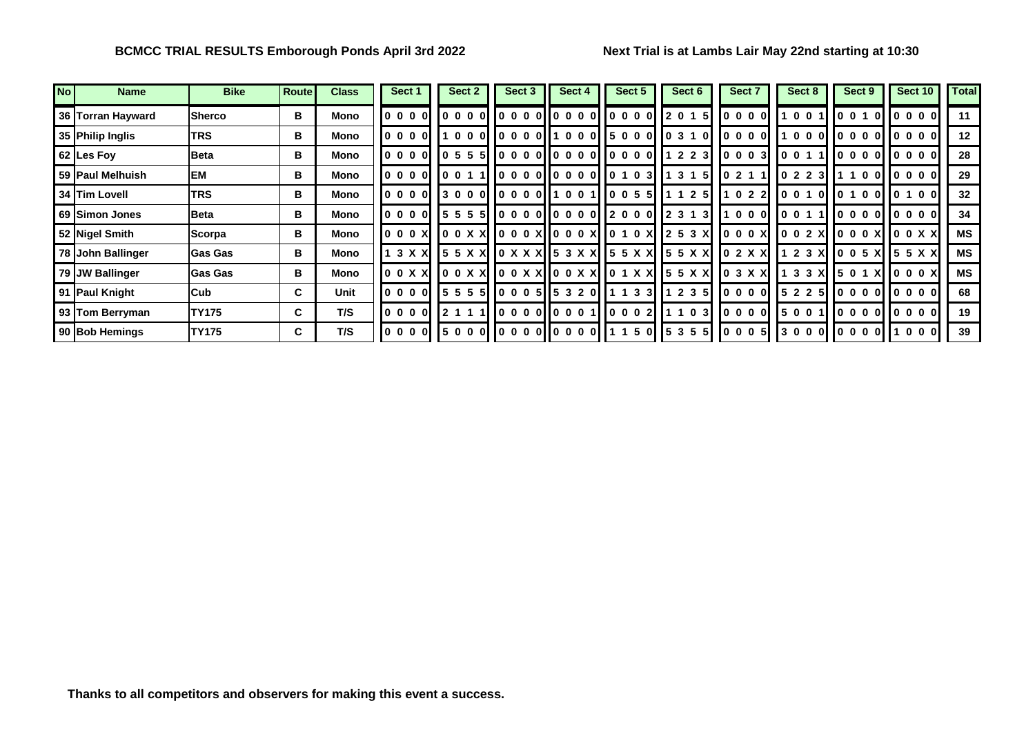**BCMCC TRIAL RESULTS Emborough Ponds April 3rd 2022**

**Next Trial is at Lambs Lair May 22nd starting at 10:30**

| No | Name | Bike | Route | Class | Sect 1 | Sect 2 | Sect 3 | Sect 4 | Sect 5 | Sect 6 | Sect 7 | Sect 8 | Sect 9 | Sect 10 | Total |
|---|---|---|---|---|---|---|---|---|---|---|---|---|---|---|---|
| 36 | Torran Hayward | Sherco | B | Mono | 0 0 0 0 | 0 0 0 0 | 0 0 0 0 | 0 0 0 0 | 0 0 0 0 | 2 0 1 5 | 0 0 0 0 | 1 0 0 1 | 0 0 1 0 | 0 0 0 0 | 11 |
| 35 | Philip Inglis | TRS | B | Mono | 0 0 0 0 | 1 0 0 0 | 0 0 0 0 | 1 0 0 0 | 5 0 0 0 | 0 3 1 0 | 0 0 0 0 | 1 0 0 0 | 0 0 0 0 | 0 0 0 0 | 12 |
| 62 | Les Foy | Beta | B | Mono | 0 0 0 0 | 0 5 5 5 | 0 0 0 0 | 0 0 0 0 | 0 0 0 0 | 1 2 2 3 | 0 0 0 3 | 0 0 1 1 | 0 0 0 0 | 0 0 0 0 | 28 |
| 59 | Paul Melhuish | EM | B | Mono | 0 0 0 0 | 0 0 1 1 | 0 0 0 0 | 0 0 0 0 | 0 1 0 3 | 1 3 1 5 | 0 2 1 1 | 0 2 2 3 | 1 1 0 0 | 0 0 0 0 | 29 |
| 34 | Tim Lovell | TRS | B | Mono | 0 0 0 0 | 3 0 0 0 | 0 0 0 0 | 1 0 0 1 | 0 0 5 5 | 1 1 2 5 | 1 0 2 2 | 0 0 1 0 | 0 1 0 0 | 0 1 0 0 | 32 |
| 69 | Simon Jones | Beta | B | Mono | 0 0 0 0 | 5 5 5 5 | 0 0 0 0 | 0 0 0 0 | 2 0 0 0 | 2 3 1 3 | 1 0 0 0 | 0 0 1 1 | 0 0 0 0 | 0 0 0 0 | 34 |
| 52 | Nigel Smith | Scorpa | B | Mono | 0 0 0 X | 0 0 X X | 0 0 0 X | 0 0 0 X | 0 1 0 X | 2 5 3 X | 0 0 0 X | 0 0 2 X | 0 0 0 X | 0 0 X X | MS |
| 78 | John Ballinger | Gas Gas | B | Mono | 1 3 X X | 5 5 X X | 0 X X X | 5 3 X X | 5 5 X X | 5 5 X X | 0 2 X X | 1 2 3 X | 0 0 5 X | 5 5 X X | MS |
| 79 | JW Ballinger | Gas Gas | B | Mono | 0 0 X X | 0 0 X X | 0 0 X X | 0 0 X X | 0 1 X X | 5 5 X X | 0 3 X X | 1 3 3 X | 5 0 1 X | 0 0 0 X | MS |
| 91 | Paul Knight | Cub | C | Unit | 0 0 0 0 | 5 5 5 5 | 0 0 0 5 | 5 3 2 0 | 1 1 3 3 | 1 2 3 5 | 0 0 0 0 | 5 2 2 5 | 0 0 0 0 | 0 0 0 0 | 68 |
| 93 | Tom Berryman | TY175 | C | T/S | 0 0 0 0 | 2 1 1 1 | 0 0 0 0 | 0 0 0 1 | 0 0 0 2 | 1 1 0 3 | 0 0 0 0 | 5 0 0 1 | 0 0 0 0 | 0 0 0 0 | 19 |
| 90 | Bob Hemings | TY175 | C | T/S | 0 0 0 0 | 5 0 0 0 | 0 0 0 0 | 0 0 0 0 | 1 1 5 0 | 5 3 5 5 | 0 0 0 5 | 3 0 0 0 | 0 0 0 0 | 1 0 0 0 | 39 |

**Thanks to all competitors and observers for making this event a success.**